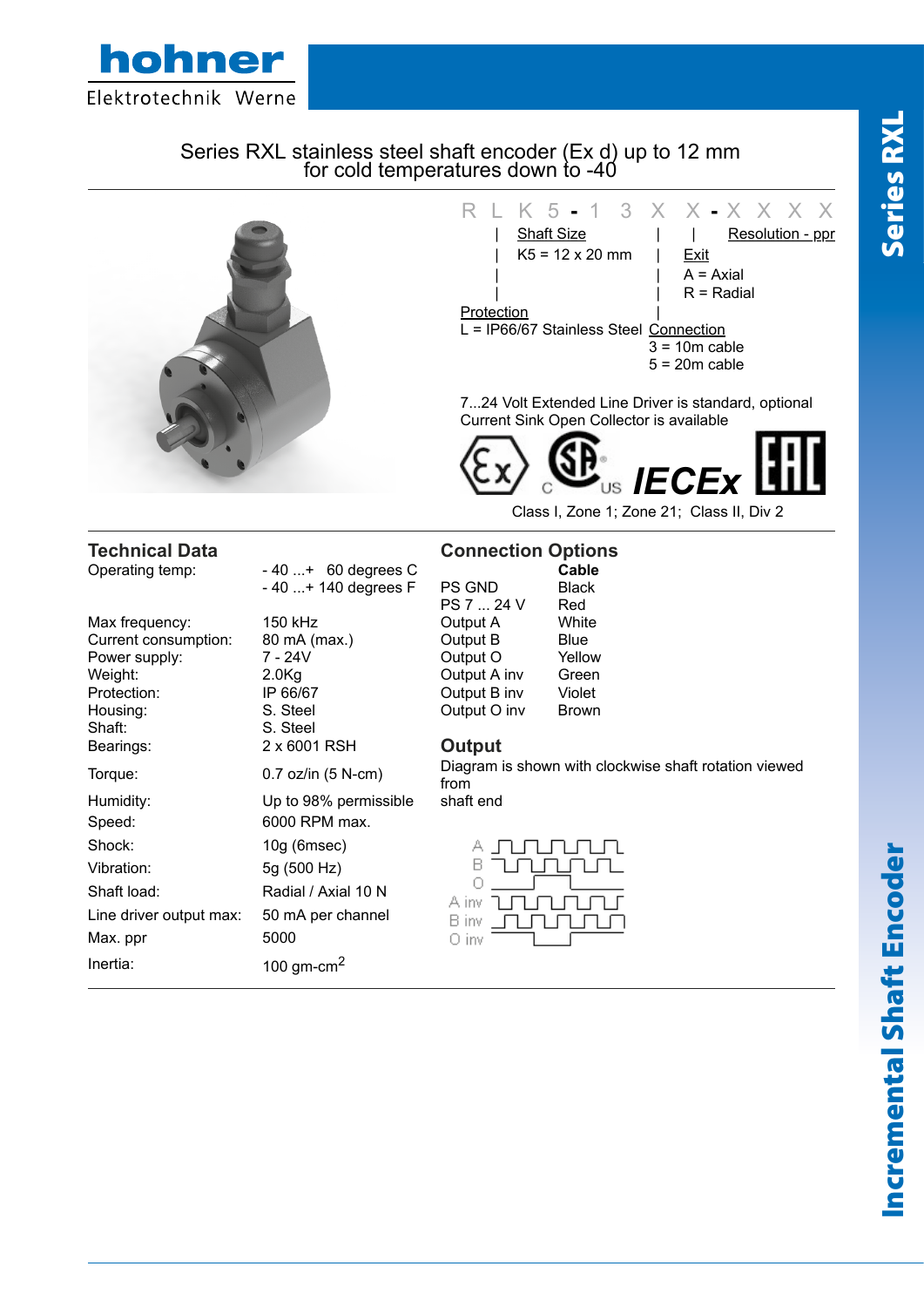# Series RXL stainless steel shaft encoder (Ex d) up to 12 mm for cold temperatures down to -40

R L K 5 - 1 3 X X - X X X X

- Shaft Size: K5 = 12 x 20 mm
- Resolution - ppr
- Exit: A = Axial, R = Radial
- Protection: L = IP66/67 Stainless Steel
- Connection: 3 = 10m cable, 5 = 20m cable

7...24 Volt Extended Line Driver is standard, optional Current Sink Open Collector is available

Class I, Zone 1; Zone 21; Class II, Div 2

## Technical Data

| | |
|---|---|
| Operating temp: | - 40 ...+ 60 degrees C<br>- 40 ...+ 140 degrees F |
| Max frequency: | 150 kHz |
| Current consumption: | 80 mA (max.) |
| Power supply: | 7 - 24V |
| Weight: | 2.0Kg |
| Protection: | IP 66/67 |
| Housing: | S. Steel |
| Shaft: | S. Steel |
| Bearings: | 2 x 6001 RSH |
| Torque: | 0.7 oz/in (5 N-cm) |
| Humidity: | Up to 98% permissible |
| Speed: | 6000 RPM max. |
| Shock: | 10g (6msec) |
| Vibration: | 5g (500 Hz) |
| Shaft load: | Radial / Axial 10 N |
| Line driver output max: | 50 mA per channel |
| Max. ppr | 5000 |
| Inertia: | 100 gm-cm$^2$ |

## Connection Options

| | Cable |
|---|---|
| PS GND | Black |
| PS 7 ... 24 V | Red |
| Output A | White |
| Output B | Blue |
| Output O | Yellow |
| Output A inv | Green |
| Output B inv | Violet |
| Output O inv | Brown |

## Output

Diagram is shown with clockwise shaft rotation viewed from shaft end

A, B, O, A inv, B inv, O inv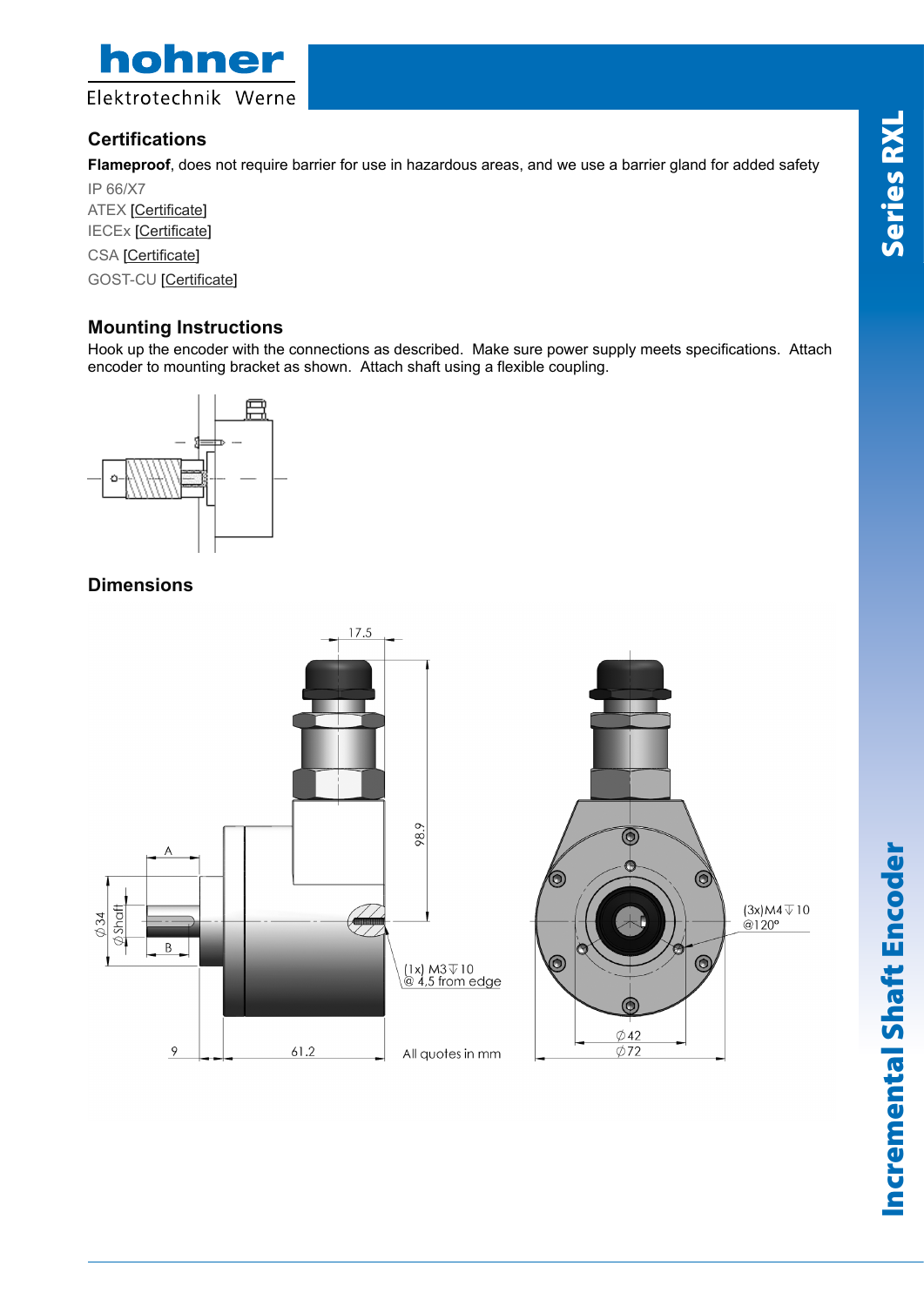## Certifications

**Flameproof**, does not require barrier for use in hazardous areas, and we use a barrier gland for added safety

IP 66/X7

ATEX [Certificate]

IECEx [Certificate]

CSA [Certificate]

GOST-CU [Certificate]

## Mounting Instructions

Hook up the encoder with the connections as described. Make sure power supply meets specifications. Attach encoder to mounting bracket as shown. Attach shaft using a flexible coupling.

## Dimensions

17.5

98.9

A

B

Ø 34

Ø Shaft

(1x) M3 ↧ 10
@ 4,5 from edge

9

61.2

All quotes in mm

(3x) M4 ↧ 10
@120°

Ø 42

Ø 72